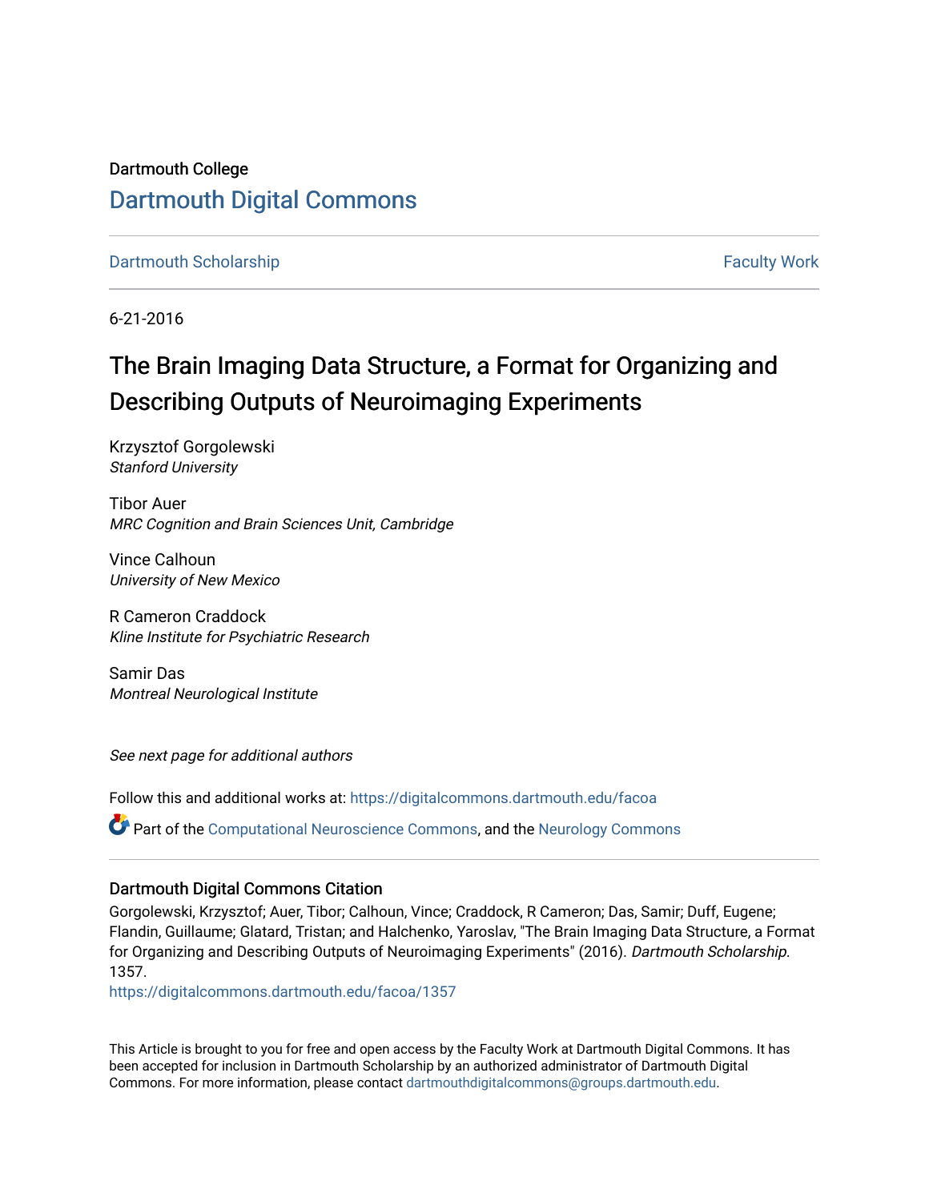Dartmouth College

# Dartmouth Digital Commons

Dartmouth Scholarship | Faculty Work

6-21-2016

# The Brain Imaging Data Structure, a Format for Organizing and Describing Outputs of Neuroimaging Experiments

Krzysztof Gorgolewski
*Stanford University*

Tibor Auer
*MRC Cognition and Brain Sciences Unit, Cambridge*

Vince Calhoun
*University of New Mexico*

R Cameron Craddock
*Kline Institute for Psychiatric Research*

Samir Das
*Montreal Neurological Institute*

*See next page for additional authors*

Follow this and additional works at: https://digitalcommons.dartmouth.edu/facoa

Part of the Computational Neuroscience Commons, and the Neurology Commons

## Dartmouth Digital Commons Citation

Gorgolewski, Krzysztof; Auer, Tibor; Calhoun, Vince; Craddock, R Cameron; Das, Samir; Duff, Eugene; Flandin, Guillaume; Glatard, Tristan; and Halchenko, Yaroslav, "The Brain Imaging Data Structure, a Format for Organizing and Describing Outputs of Neuroimaging Experiments" (2016). *Dartmouth Scholarship*. 1357.
https://digitalcommons.dartmouth.edu/facoa/1357

This Article is brought to you for free and open access by the Faculty Work at Dartmouth Digital Commons. It has been accepted for inclusion in Dartmouth Scholarship by an authorized administrator of Dartmouth Digital Commons. For more information, please contact dartmouthdigitalcommons@groups.dartmouth.edu.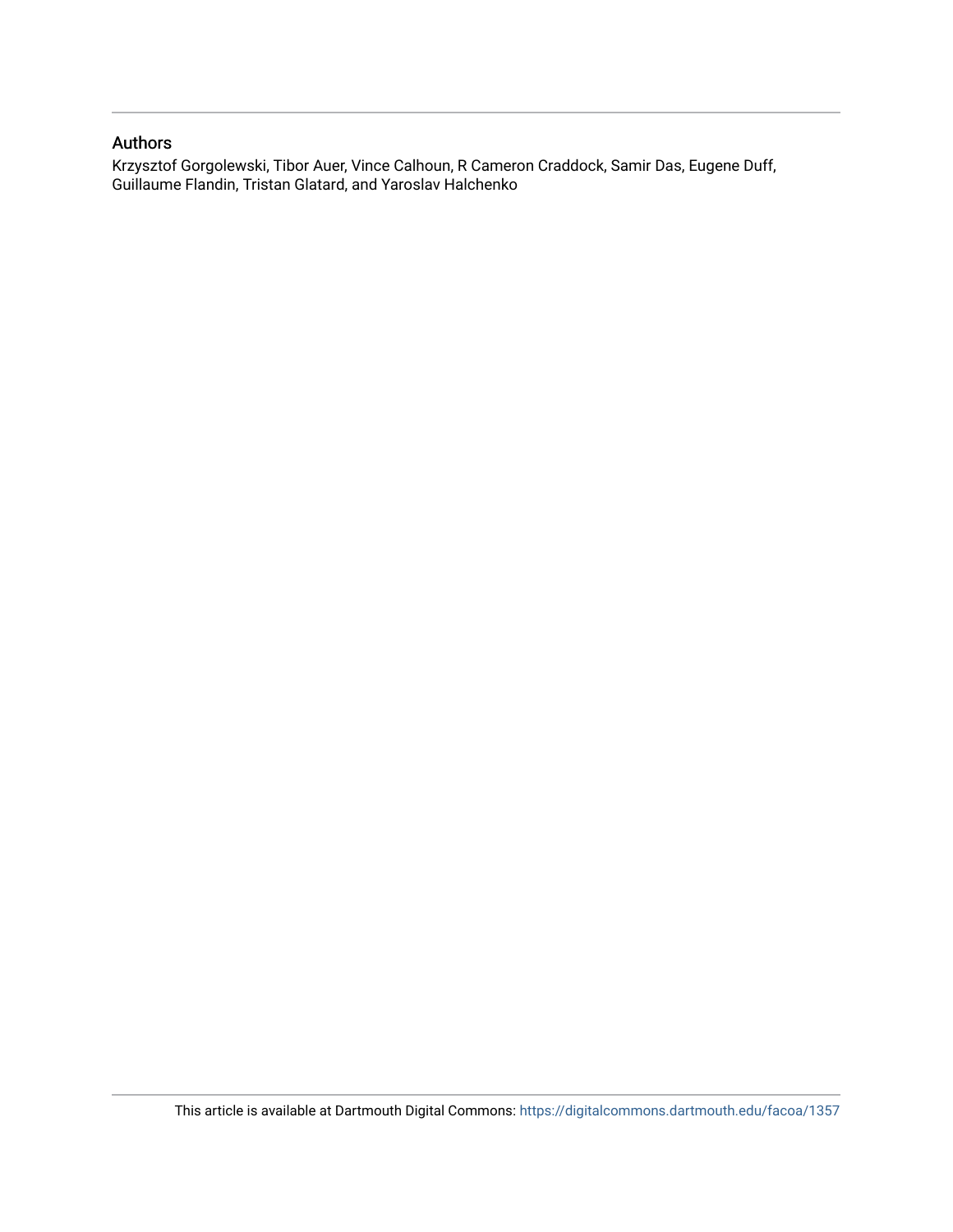## Authors

Krzysztof Gorgolewski, Tibor Auer, Vince Calhoun, R Cameron Craddock, Samir Das, Eugene Duff, Guillaume Flandin, Tristan Glatard, and Yaroslav Halchenko

This article is available at Dartmouth Digital Commons: https://digitalcommons.dartmouth.edu/facoa/1357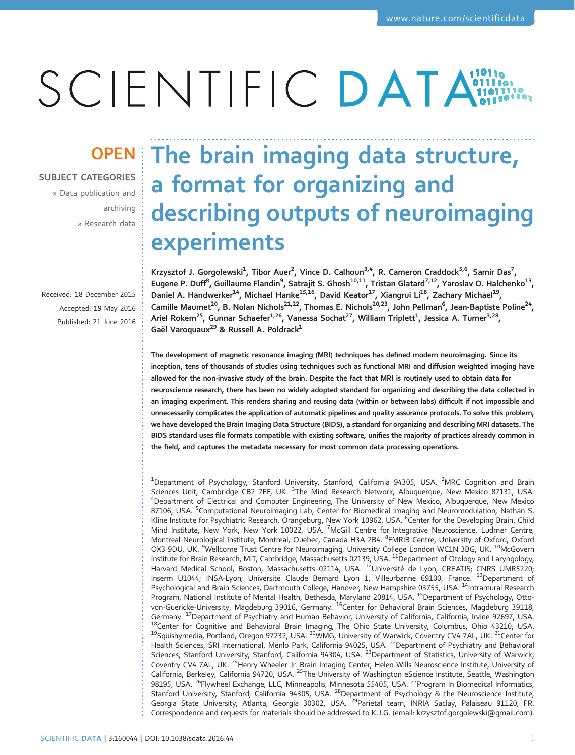# The brain imaging data structure, a format for organizing and describing outputs of neuroimaging experiments

**OPEN**

**SUBJECT CATEGORIES**

» Data publication and archiving

» Research data

Received: 18 December 2015

Accepted: 19 May 2016

Published: 21 June 2016

Krzysztof J. Gorgolewski[1], Tibor Auer[2], Vince D. Calhoun[3,4], R. Cameron Craddock[5,6], Samir Das[7], Eugene P. Duff[8], Guillaume Flandin[9], Satrajit S. Ghosh[10,11], Tristan Glatard[7,12], Yaroslav O. Halchenko[13], Daniel A. Handwerker[14], Michael Hanke[15,16], David Keator[17], Xiangrui Li[18], Zachary Michael[19], Camille Maumet[20], B. Nolan Nichols[21,22], Thomas E. Nichols[20,23], John Pellman[6], Jean-Baptiste Poline[24], Ariel Rokem[25], Gunnar Schaefer[1,26], Vanessa Sochat[27], William Triplett[1], Jessica A. Turner[3,28], Gaël Varoquaux[29] & Russell A. Poldrack[1]

**The development of magnetic resonance imaging (MRI) techniques has defined modern neuroimaging. Since its inception, tens of thousands of studies using techniques such as functional MRI and diffusion weighted imaging have allowed for the non-invasive study of the brain. Despite the fact that MRI is routinely used to obtain data for neuroscience research, there has been no widely adopted standard for organizing and describing the data collected in an imaging experiment. This renders sharing and reusing data (within or between labs) difficult if not impossible and unnecessarily complicates the application of automatic pipelines and quality assurance protocols. To solve this problem, we have developed the Brain Imaging Data Structure (BIDS), a standard for organizing and describing MRI datasets. The BIDS standard uses file formats compatible with existing software, unifies the majority of practices already common in the field, and captures the metadata necessary for most common data processing operations.**

[1]Department of Psychology, Stanford University, Stanford, California 94305, USA. [2]MRC Cognition and Brain Sciences Unit, Cambridge CB2 7EF, UK. [3]The Mind Research Network, Albuquerque, New Mexico 87131, USA. [4]Department of Electrical and Computer Engineering, The University of New Mexico, Albuquerque, New Mexico 87106, USA. [5]Computational Neuroimaging Lab, Center for Biomedical Imaging and Neuromodulation, Nathan S. Kline Institute for Psychiatric Research, Orangeburg, New York 10962, USA. [6]Center for the Developing Brain, Child Mind Institute, New York, New York 10022, USA. [7]McGill Centre for Integrative Neuroscience, Ludmer Centre, Montreal Neurological Institute, Montreal, Quebec, Canada H3A 2B4. [8]FMRIB Centre, University of Oxford, Oxford OX3 9DU, UK. [9]Wellcome Trust Centre for Neuroimaging, University College London WC1N 3BG, UK. [10]McGovern Institute for Brain Research, MIT, Cambridge, Massachusetts 02139, USA. [11]Department of Otology and Laryngology, Harvard Medical School, Boston, Massachusetts 02114, USA. [12]Université de Lyon, CREATIS; CNRS UMR5220; Inserm U1044; INSA-Lyon; Université Claude Bernard Lyon 1, Villeurbanne 69100, France. [13]Department of Psychological and Brain Sciences, Dartmouth College, Hanover, New Hampshire 03755, USA. [14]Intramural Research Program, National Institute of Mental Health, Bethesda, Maryland 20814, USA. [15]Department of Psychology, Otto-von-Guericke-University, Magdeburg 39016, Germany. [16]Center for Behavioral Brain Sciences, Magdeburg 39118, Germany. [17]Department of Psychiatry and Human Behavior, University of California, California, Irvine 92697, USA. [18]Center for Cognitive and Behavioral Brain Imaging, The Ohio State University, Columbus, Ohio 43210, USA. [19]Squishymedia, Portland, Oregon 97232, USA. [20]WMG, University of Warwick, Coventry CV4 7AL, UK. [21]Center for Health Sciences, SRI International, Menlo Park, California 94025, USA. [22]Department of Psychiatry and Behavioral Sciences, Stanford University, Stanford, California 94304, USA. [23]Department of Statistics, University of Warwick, Coventry CV4 7AL, UK. [24]Henry Wheeler Jr. Brain Imaging Center, Helen Wills Neuroscience Institute, University of California, Berkeley, California 94720, USA. [25]The University of Washington eScience Institute, Seattle, Washington 98195, USA. [26]Flywheel Exchange, LLC, Minneapolis, Minnesota 55405, USA. [27]Program in Biomedical Informatics, Stanford University, Stanford, California 94305, USA. [28]Department of Psychology & the Neuroscience Institute, Georgia State University, Atlanta, Georgia 30302, USA. [29]Parietal team, INRIA Saclay, Palaiseau 91120, FR. Correspondence and requests for materials should be addressed to K.J.G. (email: krzysztof.gorgolewski@gmail.com).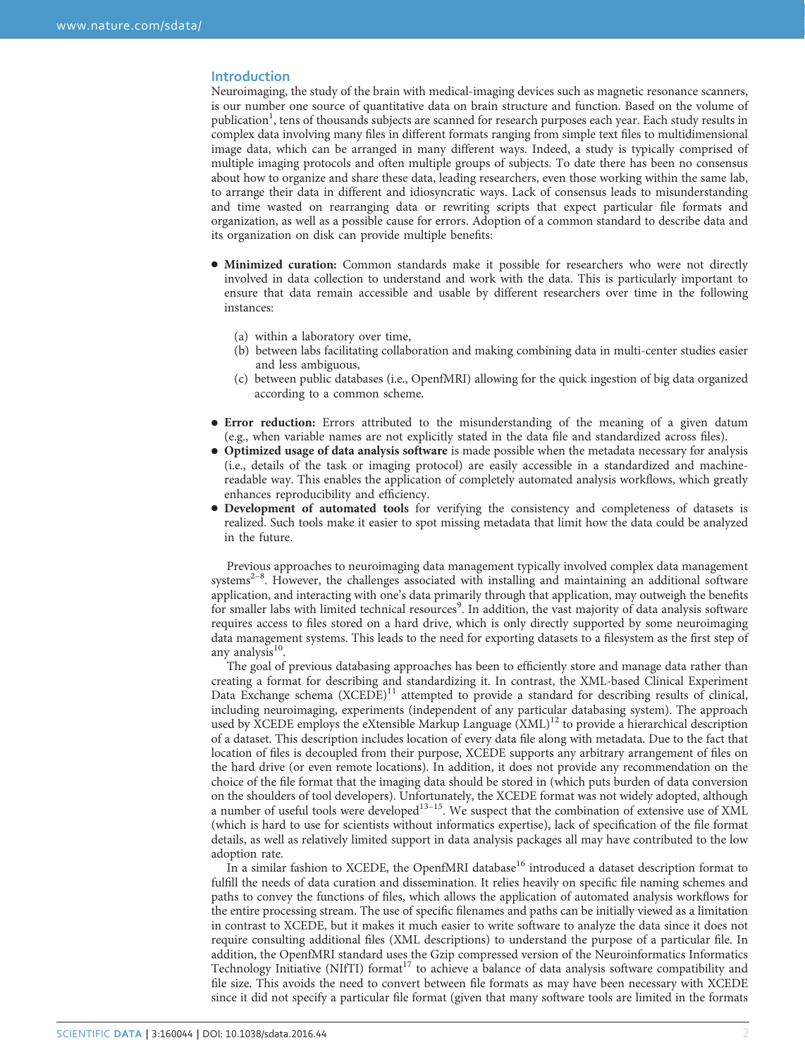## Introduction

Neuroimaging, the study of the brain with medical-imaging devices such as magnetic resonance scanners, is our number one source of quantitative data on brain structure and function. Based on the volume of publication[1], tens of thousands subjects are scanned for research purposes each year. Each study results in complex data involving many files in different formats ranging from simple text files to multidimensional image data, which can be arranged in many different ways. Indeed, a study is typically comprised of multiple imaging protocols and often multiple groups of subjects. To date there has been no consensus about how to organize and share these data, leading researchers, even those working within the same lab, to arrange their data in different and idiosyncratic ways. Lack of consensus leads to misunderstanding and time wasted on rearranging data or rewriting scripts that expect particular file formats and organization, as well as a possible cause for errors. Adoption of a common standard to describe data and its organization on disk can provide multiple benefits:

- **Minimized curation:** Common standards make it possible for researchers who were not directly involved in data collection to understand and work with the data. This is particularly important to ensure that data remain accessible and usable by different researchers over time in the following instances:

  (a) within a laboratory over time,
  (b) between labs facilitating collaboration and making combining data in multi-center studies easier and less ambiguous,
  (c) between public databases (i.e., OpenfMRI) allowing for the quick ingestion of big data organized according to a common scheme.

- **Error reduction:** Errors attributed to the misunderstanding of the meaning of a given datum (e.g., when variable names are not explicitly stated in the data file and standardized across files).
- **Optimized usage of data analysis software** is made possible when the metadata necessary for analysis (i.e., details of the task or imaging protocol) are easily accessible in a standardized and machine-readable way. This enables the application of completely automated analysis workflows, which greatly enhances reproducibility and efficiency.
- **Development of automated tools** for verifying the consistency and completeness of datasets is realized. Such tools make it easier to spot missing metadata that limit how the data could be analyzed in the future.

Previous approaches to neuroimaging data management typically involved complex data management systems[2–8]. However, the challenges associated with installing and maintaining an additional software application, and interacting with one's data primarily through that application, may outweigh the benefits for smaller labs with limited technical resources[9]. In addition, the vast majority of data analysis software requires access to files stored on a hard drive, which is only directly supported by some neuroimaging data management systems. This leads to the need for exporting datasets to a filesystem as the first step of any analysis[10].

The goal of previous databasing approaches has been to efficiently store and manage data rather than creating a format for describing and standardizing it. In contrast, the XML-based Clinical Experiment Data Exchange schema (XCEDE)[11] attempted to provide a standard for describing results of clinical, including neuroimaging, experiments (independent of any particular databasing system). The approach used by XCEDE employs the eXtensible Markup Language (XML)[12] to provide a hierarchical description of a dataset. This description includes location of every data file along with metadata. Due to the fact that location of files is decoupled from their purpose, XCEDE supports any arbitrary arrangement of files on the hard drive (or even remote locations). In addition, it does not provide any recommendation on the choice of the file format that the imaging data should be stored in (which puts burden of data conversion on the shoulders of tool developers). Unfortunately, the XCEDE format was not widely adopted, although a number of useful tools were developed[13–15]. We suspect that the combination of extensive use of XML (which is hard to use for scientists without informatics expertise), lack of specification of the file format details, as well as relatively limited support in data analysis packages all may have contributed to the low adoption rate.

In a similar fashion to XCEDE, the OpenfMRI database[16] introduced a dataset description format to fulfill the needs of data curation and dissemination. It relies heavily on specific file naming schemes and paths to convey the functions of files, which allows the application of automated analysis workflows for the entire processing stream. The use of specific filenames and paths can be initially viewed as a limitation in contrast to XCEDE, but it makes it much easier to write software to analyze the data since it does not require consulting additional files (XML descriptions) to understand the purpose of a particular file. In addition, the OpenfMRI standard uses the Gzip compressed version of the Neuroinformatics Informatics Technology Initiative (NIfTI) format[17] to achieve a balance of data analysis software compatibility and file size. This avoids the need to convert between file formats as may have been necessary with XCEDE since it did not specify a particular file format (given that many software tools are limited in the formats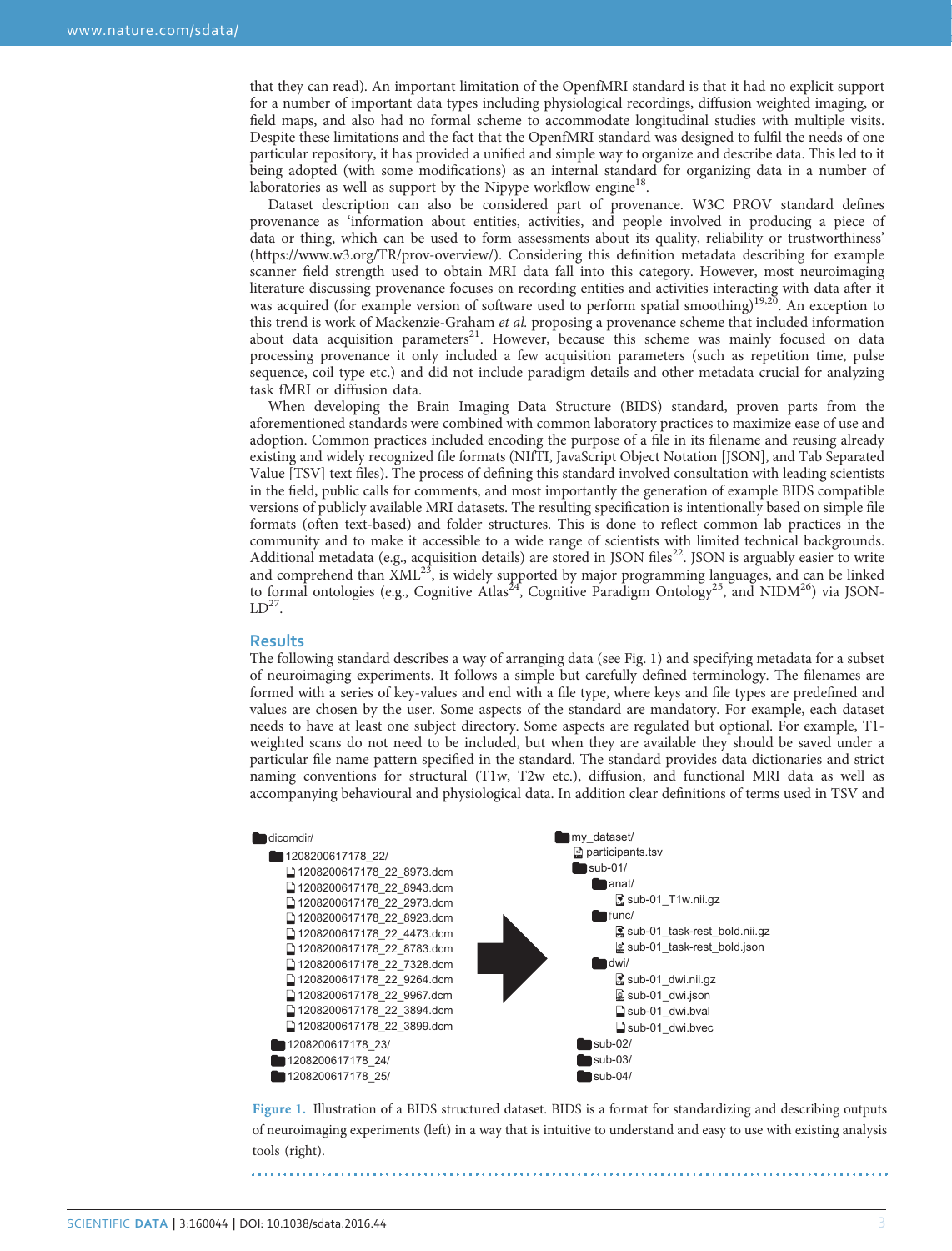that they can read). An important limitation of the OpenfMRI standard is that it had no explicit support for a number of important data types including physiological recordings, diffusion weighted imaging, or field maps, and also had no formal scheme to accommodate longitudinal studies with multiple visits. Despite these limitations and the fact that the OpenfMRI standard was designed to fulfil the needs of one particular repository, it has provided a unified and simple way to organize and describe data. This led to it being adopted (with some modifications) as an internal standard for organizing data in a number of laboratories as well as support by the Nipype workflow engine[18].

Dataset description can also be considered part of provenance. W3C PROV standard defines provenance as 'information about entities, activities, and people involved in producing a piece of data or thing, which can be used to form assessments about its quality, reliability or trustworthiness' (https://www.w3.org/TR/prov-overview/). Considering this definition metadata describing for example scanner field strength used to obtain MRI data fall into this category. However, most neuroimaging literature discussing provenance focuses on recording entities and activities interacting with data after it was acquired (for example version of software used to perform spatial smoothing)[19,20]. An exception to this trend is work of Mackenzie-Graham *et al.* proposing a provenance scheme that included information about data acquisition parameters[21]. However, because this scheme was mainly focused on data processing provenance it only included a few acquisition parameters (such as repetition time, pulse sequence, coil type etc.) and did not include paradigm details and other metadata crucial for analyzing task fMRI or diffusion data.

When developing the Brain Imaging Data Structure (BIDS) standard, proven parts from the aforementioned standards were combined with common laboratory practices to maximize ease of use and adoption. Common practices included encoding the purpose of a file in its filename and reusing already existing and widely recognized file formats (NIfTI, JavaScript Object Notation [JSON], and Tab Separated Value [TSV] text files). The process of defining this standard involved consultation with leading scientists in the field, public calls for comments, and most importantly the generation of example BIDS compatible versions of publicly available MRI datasets. The resulting specification is intentionally based on simple file formats (often text-based) and folder structures. This is done to reflect common lab practices in the community and to make it accessible to a wide range of scientists with limited technical backgrounds. Additional metadata (e.g., acquisition details) are stored in JSON files[22]. JSON is arguably easier to write and comprehend than XML[23], is widely supported by major programming languages, and can be linked to formal ontologies (e.g., Cognitive Atlas[24], Cognitive Paradigm Ontology[25], and NIDM[26]) via JSON-LD[27].

## Results

The following standard describes a way of arranging data (see Fig. 1) and specifying metadata for a subset of neuroimaging experiments. It follows a simple but carefully defined terminology. The filenames are formed with a series of key-values and end with a file type, where keys and file types are predefined and values are chosen by the user. Some aspects of the standard are mandatory. For example, each dataset needs to have at least one subject directory. Some aspects are regulated but optional. For example, T1-weighted scans do not need to be included, but when they are available they should be saved under a particular file name pattern specified in the standard. The standard provides data dictionaries and strict naming conventions for structural (T1w, T2w etc.), diffusion, and functional MRI data as well as accompanying behavioural and physiological data. In addition clear definitions of terms used in TSV and

```
dicomdir/
    1208200617178_22/
        1208200617178_22_8973.dcm
        1208200617178_22_8943.dcm
        1208200617178_22_2973.dcm
        1208200617178_22_8923.dcm
        1208200617178_22_4473.dcm
        1208200617178_22_8783.dcm
        1208200617178_22_7328.dcm
        1208200617178_22_9264.dcm
        1208200617178_22_9967.dcm
        1208200617178_22_3894.dcm
        1208200617178_22_3899.dcm
    1208200617178_23/
    1208200617178_24/
    1208200617178_25/
```

```
my_dataset/
    participants.tsv
    sub-01/
        anat/
            sub-01_T1w.nii.gz
        func/
            sub-01_task-rest_bold.nii.gz
            sub-01_task-rest_bold.json
        dwi/
            sub-01_dwi.nii.gz
            sub-01_dwi.json
            sub-01_dwi.bval
            sub-01_dwi.bvec
    sub-02/
    sub-03/
    sub-04/
```

**Figure 1.** Illustration of a BIDS structured dataset. BIDS is a format for standardizing and describing outputs of neuroimaging experiments (left) in a way that is intuitive to understand and easy to use with existing analysis tools (right).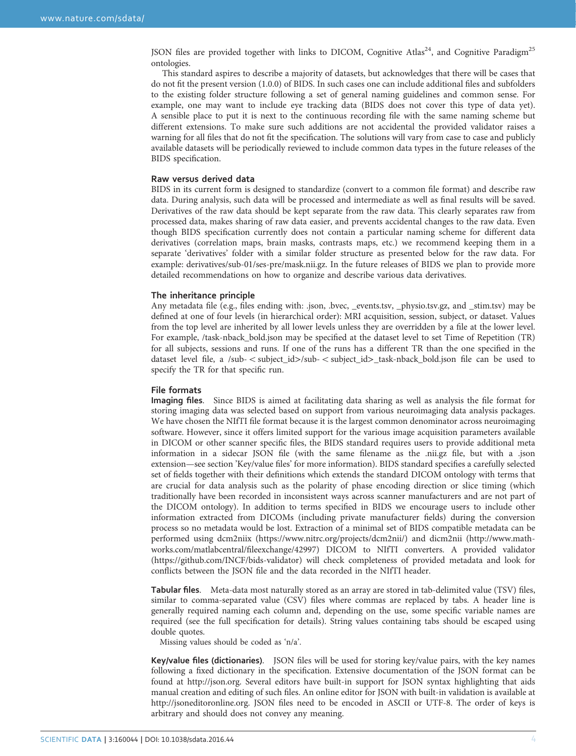JSON files are provided together with links to DICOM, Cognitive Atlas[24], and Cognitive Paradigm[25] ontologies.

This standard aspires to describe a majority of datasets, but acknowledges that there will be cases that do not fit the present version (1.0.0) of BIDS. In such cases one can include additional files and subfolders to the existing folder structure following a set of general naming guidelines and common sense. For example, one may want to include eye tracking data (BIDS does not cover this type of data yet). A sensible place to put it is next to the continuous recording file with the same naming scheme but different extensions. To make sure such additions are not accidental the provided validator raises a warning for all files that do not fit the specification. The solutions will vary from case to case and publicly available datasets will be periodically reviewed to include common data types in the future releases of the BIDS specification.

### Raw versus derived data

BIDS in its current form is designed to standardize (convert to a common file format) and describe raw data. During analysis, such data will be processed and intermediate as well as final results will be saved. Derivatives of the raw data should be kept separate from the raw data. This clearly separates raw from processed data, makes sharing of raw data easier, and prevents accidental changes to the raw data. Even though BIDS specification currently does not contain a particular naming scheme for different data derivatives (correlation maps, brain masks, contrasts maps, etc.) we recommend keeping them in a separate 'derivatives' folder with a similar folder structure as presented below for the raw data. For example: derivatives/sub-01/ses-pre/mask.nii.gz. In the future releases of BIDS we plan to provide more detailed recommendations on how to organize and describe various data derivatives.

### The inheritance principle

Any metadata file (e.g., files ending with: .json, .bvec, _events.tsv, _physio.tsv.gz, and _stim.tsv) may be defined at one of four levels (in hierarchical order): MRI acquisition, session, subject, or dataset. Values from the top level are inherited by all lower levels unless they are overridden by a file at the lower level. For example, /task-nback_bold.json may be specified at the dataset level to set Time of Repetition (TR) for all subjects, sessions and runs. If one of the runs has a different TR than the one specified in the dataset level file, a /sub- < subject_id>/sub- < subject_id>_task-nback_bold.json file can be used to specify the TR for that specific run.

### File formats

**Imaging files**. Since BIDS is aimed at facilitating data sharing as well as analysis the file format for storing imaging data was selected based on support from various neuroimaging data analysis packages. We have chosen the NIfTI file format because it is the largest common denominator across neuroimaging software. However, since it offers limited support for the various image acquisition parameters available in DICOM or other scanner specific files, the BIDS standard requires users to provide additional meta information in a sidecar JSON file (with the same filename as the .nii.gz file, but with a .json extension—see section 'Key/value files' for more information). BIDS standard specifies a carefully selected set of fields together with their definitions which extends the standard DICOM ontology with terms that are crucial for data analysis such as the polarity of phase encoding direction or slice timing (which traditionally have been recorded in inconsistent ways across scanner manufacturers and are not part of the DICOM ontology). In addition to terms specified in BIDS we encourage users to include other information extracted from DICOMs (including private manufacturer fields) during the conversion process so no metadata would be lost. Extraction of a minimal set of BIDS compatible metadata can be performed using dcm2niix (https://www.nitrc.org/projects/dcm2nii/) and dicm2nii (http://www.mathworks.com/matlabcentral/fileexchange/42997) DICOM to NIfTI converters. A provided validator (https://github.com/INCF/bids-validator) will check completeness of provided metadata and look for conflicts between the JSON file and the data recorded in the NIfTI header.

**Tabular files**. Meta-data most naturally stored as an array are stored in tab-delimited value (TSV) files, similar to comma-separated value (CSV) files where commas are replaced by tabs. A header line is generally required naming each column and, depending on the use, some specific variable names are required (see the full specification for details). String values containing tabs should be escaped using double quotes.

Missing values should be coded as 'n/a'.

**Key/value files (dictionaries)**. JSON files will be used for storing key/value pairs, with the key names following a fixed dictionary in the specification. Extensive documentation of the JSON format can be found at http://json.org. Several editors have built-in support for JSON syntax highlighting that aids manual creation and editing of such files. An online editor for JSON with built-in validation is available at http://jsoneditoronline.org. JSON files need to be encoded in ASCII or UTF-8. The order of keys is arbitrary and should does not convey any meaning.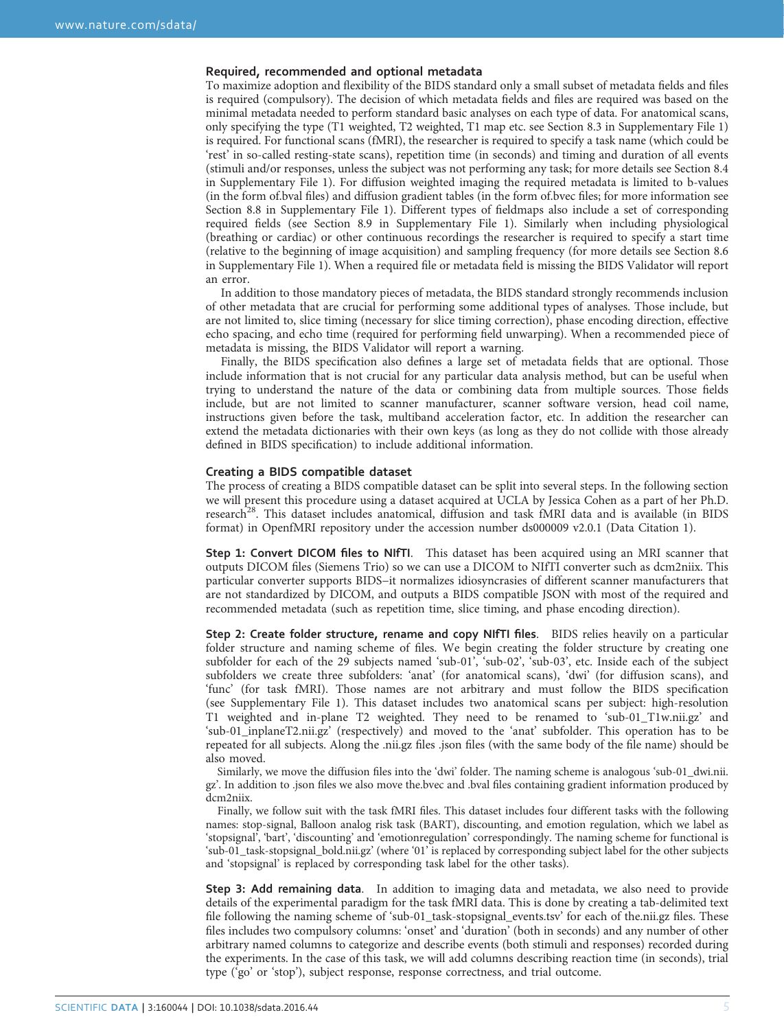### Required, recommended and optional metadata

To maximize adoption and flexibility of the BIDS standard only a small subset of metadata fields and files is required (compulsory). The decision of which metadata fields and files are required was based on the minimal metadata needed to perform standard basic analyses on each type of data. For anatomical scans, only specifying the type (T1 weighted, T2 weighted, T1 map etc. see Section 8.3 in Supplementary File 1) is required. For functional scans (fMRI), the researcher is required to specify a task name (which could be 'rest' in so-called resting-state scans), repetition time (in seconds) and timing and duration of all events (stimuli and/or responses, unless the subject was not performing any task; for more details see Section 8.4 in Supplementary File 1). For diffusion weighted imaging the required metadata is limited to b-values (in the form of.bval files) and diffusion gradient tables (in the form of.bvec files; for more information see Section 8.8 in Supplementary File 1). Different types of fieldmaps also include a set of corresponding required fields (see Section 8.9 in Supplementary File 1). Similarly when including physiological (breathing or cardiac) or other continuous recordings the researcher is required to specify a start time (relative to the beginning of image acquisition) and sampling frequency (for more details see Section 8.6 in Supplementary File 1). When a required file or metadata field is missing the BIDS Validator will report an error.

In addition to those mandatory pieces of metadata, the BIDS standard strongly recommends inclusion of other metadata that are crucial for performing some additional types of analyses. Those include, but are not limited to, slice timing (necessary for slice timing correction), phase encoding direction, effective echo spacing, and echo time (required for performing field unwarping). When a recommended piece of metadata is missing, the BIDS Validator will report a warning.

Finally, the BIDS specification also defines a large set of metadata fields that are optional. Those include information that is not crucial for any particular data analysis method, but can be useful when trying to understand the nature of the data or combining data from multiple sources. Those fields include, but are not limited to scanner manufacturer, scanner software version, head coil name, instructions given before the task, multiband acceleration factor, etc. In addition the researcher can extend the metadata dictionaries with their own keys (as long as they do not collide with those already defined in BIDS specification) to include additional information.

### Creating a BIDS compatible dataset

The process of creating a BIDS compatible dataset can be split into several steps. In the following section we will present this procedure using a dataset acquired at UCLA by Jessica Cohen as a part of her Ph.D. research[28]. This dataset includes anatomical, diffusion and task fMRI data and is available (in BIDS format) in OpenfMRI repository under the accession number ds000009 v2.0.1 (Data Citation 1).

**Step 1: Convert DICOM files to NIfTI**. This dataset has been acquired using an MRI scanner that outputs DICOM files (Siemens Trio) so we can use a DICOM to NIfTI converter such as dcm2niix. This particular converter supports BIDS–it normalizes idiosyncrasies of different scanner manufacturers that are not standardized by DICOM, and outputs a BIDS compatible JSON with most of the required and recommended metadata (such as repetition time, slice timing, and phase encoding direction).

**Step 2: Create folder structure, rename and copy NIfTI files**. BIDS relies heavily on a particular folder structure and naming scheme of files. We begin creating the folder structure by creating one subfolder for each of the 29 subjects named 'sub-01', 'sub-02', 'sub-03', etc. Inside each of the subject subfolders we create three subfolders: 'anat' (for anatomical scans), 'dwi' (for diffusion scans), and 'func' (for task fMRI). Those names are not arbitrary and must follow the BIDS specification (see Supplementary File 1). This dataset includes two anatomical scans per subject: high-resolution T1 weighted and in-plane T2 weighted. They need to be renamed to 'sub-01_T1w.nii.gz' and 'sub-01_inplaneT2.nii.gz' (respectively) and moved to the 'anat' subfolder. This operation has to be repeated for all subjects. Along the .nii.gz files .json files (with the same body of the file name) should be also moved.

Similarly, we move the diffusion files into the 'dwi' folder. The naming scheme is analogous 'sub-01_dwi.nii.gz'. In addition to .json files we also move the.bvec and .bval files containing gradient information produced by dcm2niix.

Finally, we follow suit with the task fMRI files. This dataset includes four different tasks with the following names: stop-signal, Balloon analog risk task (BART), discounting, and emotion regulation, which we label as 'stopsignal', 'bart', 'discounting' and 'emotionregulation' correspondingly. The naming scheme for functional is 'sub-01_task-stopsignal_bold.nii.gz' (where '01' is replaced by corresponding subject label for the other subjects and 'stopsignal' is replaced by corresponding task label for the other tasks).

**Step 3: Add remaining data**. In addition to imaging data and metadata, we also need to provide details of the experimental paradigm for the task fMRI data. This is done by creating a tab-delimited text file following the naming scheme of 'sub-01_task-stopsignal_events.tsv' for each of the.nii.gz files. These files includes two compulsory columns: 'onset' and 'duration' (both in seconds) and any number of other arbitrary named columns to categorize and describe events (both stimuli and responses) recorded during the experiments. In the case of this task, we will add columns describing reaction time (in seconds), trial type ('go' or 'stop'), subject response, response correctness, and trial outcome.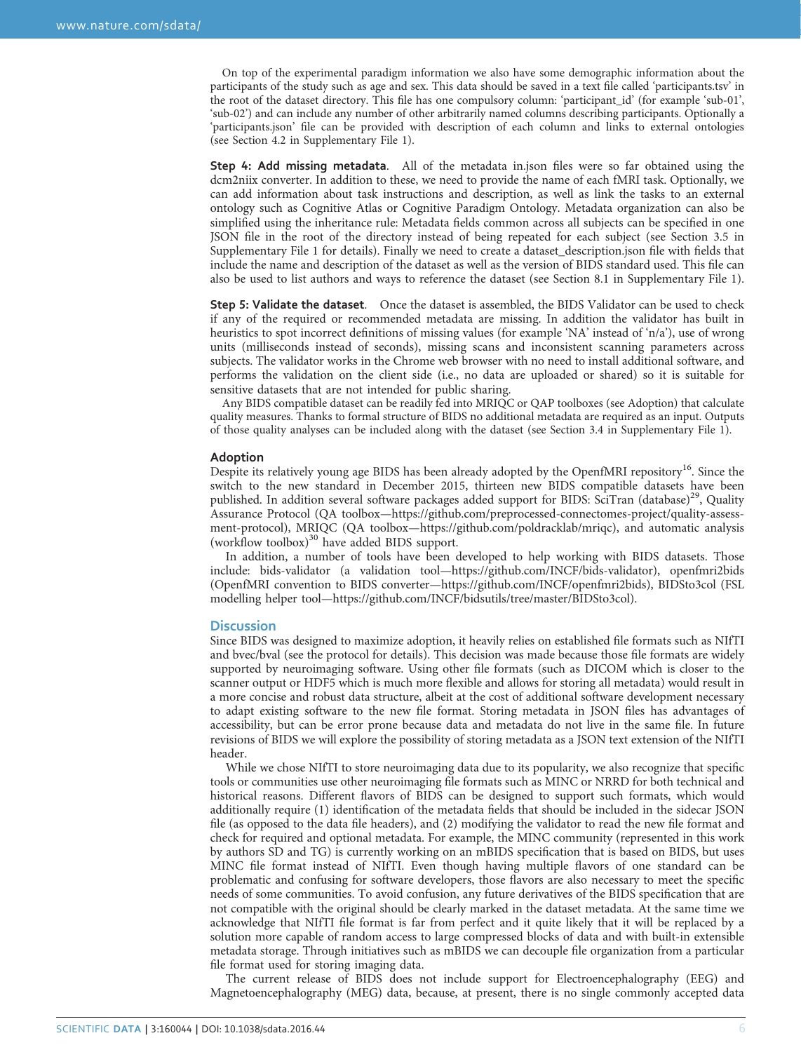On top of the experimental paradigm information we also have some demographic information about the participants of the study such as age and sex. This data should be saved in a text file called 'participants.tsv' in the root of the dataset directory. This file has one compulsory column: 'participant_id' (for example 'sub-01', 'sub-02') and can include any number of other arbitrarily named columns describing participants. Optionally a 'participants.json' file can be provided with description of each column and links to external ontologies (see Section 4.2 in Supplementary File 1).

**Step 4: Add missing metadata**. All of the metadata in.json files were so far obtained using the dcm2niix converter. In addition to these, we need to provide the name of each fMRI task. Optionally, we can add information about task instructions and description, as well as link the tasks to an external ontology such as Cognitive Atlas or Cognitive Paradigm Ontology. Metadata organization can also be simplified using the inheritance rule: Metadata fields common across all subjects can be specified in one JSON file in the root of the directory instead of being repeated for each subject (see Section 3.5 in Supplementary File 1 for details). Finally we need to create a dataset_description.json file with fields that include the name and description of the dataset as well as the version of BIDS standard used. This file can also be used to list authors and ways to reference the dataset (see Section 8.1 in Supplementary File 1).

**Step 5: Validate the dataset**. Once the dataset is assembled, the BIDS Validator can be used to check if any of the required or recommended metadata are missing. In addition the validator has built in heuristics to spot incorrect definitions of missing values (for example 'NA' instead of 'n/a'), use of wrong units (milliseconds instead of seconds), missing scans and inconsistent scanning parameters across subjects. The validator works in the Chrome web browser with no need to install additional software, and performs the validation on the client side (i.e., no data are uploaded or shared) so it is suitable for sensitive datasets that are not intended for public sharing.

Any BIDS compatible dataset can be readily fed into MRIQC or QAP toolboxes (see Adoption) that calculate quality measures. Thanks to formal structure of BIDS no additional metadata are required as an input. Outputs of those quality analyses can be included along with the dataset (see Section 3.4 in Supplementary File 1).

### Adoption

Despite its relatively young age BIDS has been already adopted by the OpenfMRI repository[16]. Since the switch to the new standard in December 2015, thirteen new BIDS compatible datasets have been published. In addition several software packages added support for BIDS: SciTran (database)[29], Quality Assurance Protocol (QA toolbox—https://github.com/preprocessed-connectomes-project/quality-assessment-protocol), MRIQC (QA toolbox—https://github.com/poldracklab/mriqc), and automatic analysis (workflow toolbox)[30] have added BIDS support.

In addition, a number of tools have been developed to help working with BIDS datasets. Those include: bids-validator (a validation tool—https://github.com/INCF/bids-validator), openfmri2bids (OpenfMRI convention to BIDS converter—https://github.com/INCF/openfmri2bids), BIDSto3col (FSL modelling helper tool—https://github.com/INCF/bidsutils/tree/master/BIDSto3col).

## Discussion

Since BIDS was designed to maximize adoption, it heavily relies on established file formats such as NIfTI and bvec/bval (see the protocol for details). This decision was made because those file formats are widely supported by neuroimaging software. Using other file formats (such as DICOM which is closer to the scanner output or HDF5 which is much more flexible and allows for storing all metadata) would result in a more concise and robust data structure, albeit at the cost of additional software development necessary to adapt existing software to the new file format. Storing metadata in JSON files has advantages of accessibility, but can be error prone because data and metadata do not live in the same file. In future revisions of BIDS we will explore the possibility of storing metadata as a JSON text extension of the NIfTI header.

While we chose NIfTI to store neuroimaging data due to its popularity, we also recognize that specific tools or communities use other neuroimaging file formats such as MINC or NRRD for both technical and historical reasons. Different flavors of BIDS can be designed to support such formats, which would additionally require (1) identification of the metadata fields that should be included in the sidecar JSON file (as opposed to the data file headers), and (2) modifying the validator to read the new file format and check for required and optional metadata. For example, the MINC community (represented in this work by authors SD and TG) is currently working on an mBIDS specification that is based on BIDS, but uses MINC file format instead of NIfTI. Even though having multiple flavors of one standard can be problematic and confusing for software developers, those flavors are also necessary to meet the specific needs of some communities. To avoid confusion, any future derivatives of the BIDS specification that are not compatible with the original should be clearly marked in the dataset metadata. At the same time we acknowledge that NIfTI file format is far from perfect and it quite likely that it will be replaced by a solution more capable of random access to large compressed blocks of data and with built-in extensible metadata storage. Through initiatives such as mBIDS we can decouple file organization from a particular file format used for storing imaging data.

The current release of BIDS does not include support for Electroencephalography (EEG) and Magnetoencephalography (MEG) data, because, at present, there is no single commonly accepted data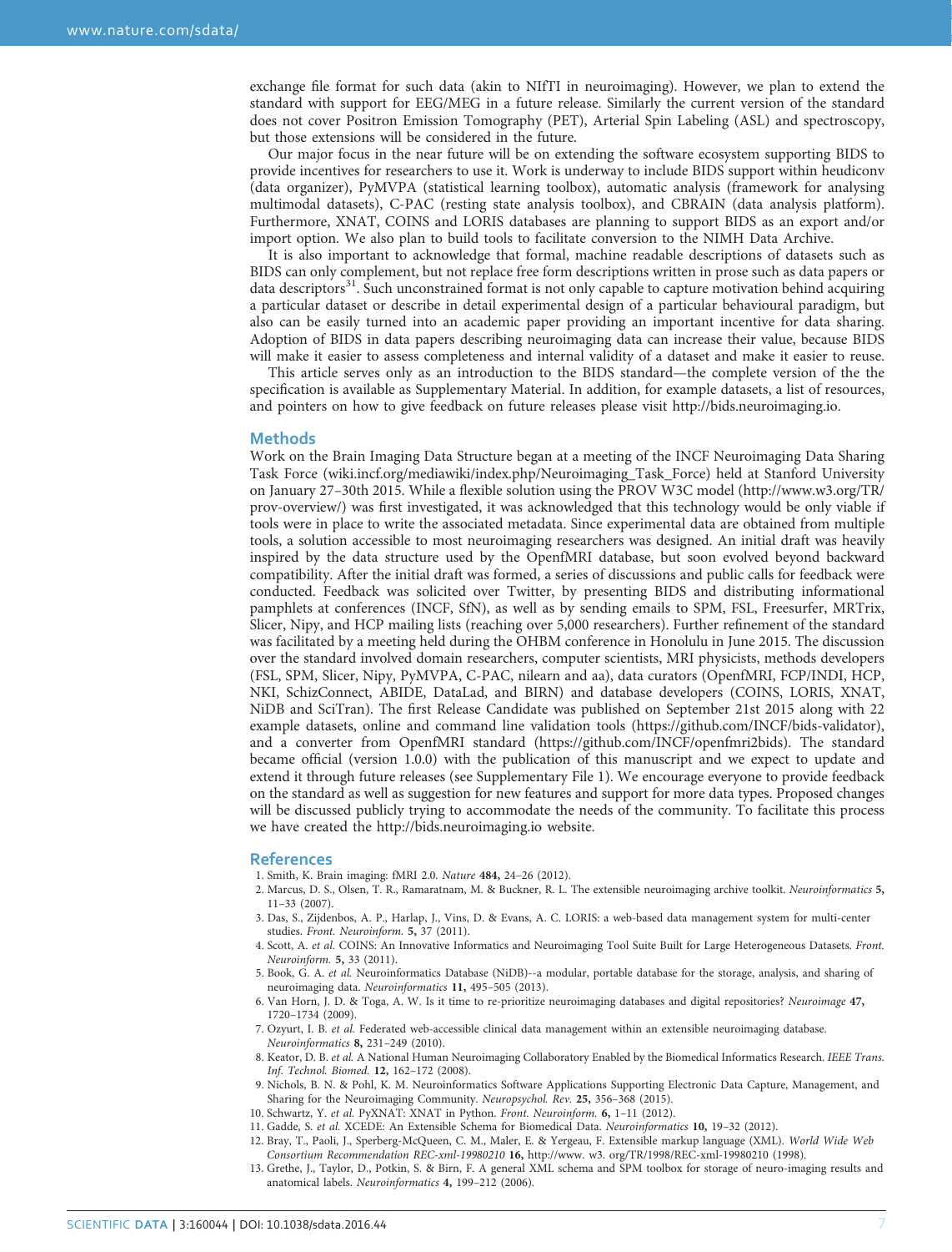exchange file format for such data (akin to NIfTI in neuroimaging). However, we plan to extend the standard with support for EEG/MEG in a future release. Similarly the current version of the standard does not cover Positron Emission Tomography (PET), Arterial Spin Labeling (ASL) and spectroscopy, but those extensions will be considered in the future.

Our major focus in the near future will be on extending the software ecosystem supporting BIDS to provide incentives for researchers to use it. Work is underway to include BIDS support within heudiconv (data organizer), PyMVPA (statistical learning toolbox), automatic analysis (framework for analysing multimodal datasets), C-PAC (resting state analysis toolbox), and CBRAIN (data analysis platform). Furthermore, XNAT, COINS and LORIS databases are planning to support BIDS as an export and/or import option. We also plan to build tools to facilitate conversion to the NIMH Data Archive.

It is also important to acknowledge that formal, machine readable descriptions of datasets such as BIDS can only complement, but not replace free form descriptions written in prose such as data papers or data descriptors[31]. Such unconstrained format is not only capable to capture motivation behind acquiring a particular dataset or describe in detail experimental design of a particular behavioural paradigm, but also can be easily turned into an academic paper providing an important incentive for data sharing. Adoption of BIDS in data papers describing neuroimaging data can increase their value, because BIDS will make it easier to assess completeness and internal validity of a dataset and make it easier to reuse.

This article serves only as an introduction to the BIDS standard—the complete version of the the specification is available as Supplementary Material. In addition, for example datasets, a list of resources, and pointers on how to give feedback on future releases please visit http://bids.neuroimaging.io.

## Methods

Work on the Brain Imaging Data Structure began at a meeting of the INCF Neuroimaging Data Sharing Task Force (wiki.incf.org/mediawiki/index.php/Neuroimaging_Task_Force) held at Stanford University on January 27–30th 2015. While a flexible solution using the PROV W3C model (http://www.w3.org/TR/prov-overview/) was first investigated, it was acknowledged that this technology would be only viable if tools were in place to write the associated metadata. Since experimental data are obtained from multiple tools, a solution accessible to most neuroimaging researchers was designed. An initial draft was heavily inspired by the data structure used by the OpenfMRI database, but soon evolved beyond backward compatibility. After the initial draft was formed, a series of discussions and public calls for feedback were conducted. Feedback was solicited over Twitter, by presenting BIDS and distributing informational pamphlets at conferences (INCF, SfN), as well as by sending emails to SPM, FSL, Freesurfer, MRTrix, Slicer, Nipy, and HCP mailing lists (reaching over 5,000 researchers). Further refinement of the standard was facilitated by a meeting held during the OHBM conference in Honolulu in June 2015. The discussion over the standard involved domain researchers, computer scientists, MRI physicists, methods developers (FSL, SPM, Slicer, Nipy, PyMVPA, C-PAC, nilearn and aa), data curators (OpenfMRI, FCP/INDI, HCP, NKI, SchizConnect, ABIDE, DataLad, and BIRN) and database developers (COINS, LORIS, XNAT, NiDB and SciTran). The first Release Candidate was published on September 21st 2015 along with 22 example datasets, online and command line validation tools (https://github.com/INCF/bids-validator), and a converter from OpenfMRI standard (https://github.com/INCF/openfmri2bids). The standard became official (version 1.0.0) with the publication of this manuscript and we expect to update and extend it through future releases (see Supplementary File 1). We encourage everyone to provide feedback on the standard as well as suggestion for new features and support for more data types. Proposed changes will be discussed publicly trying to accommodate the needs of the community. To facilitate this process we have created the http://bids.neuroimaging.io website.

## References

1. Smith, K. Brain imaging: fMRI 2.0. *Nature* **484,** 24–26 (2012).
2. Marcus, D. S., Olsen, T. R., Ramaratnam, M. & Buckner, R. L. The extensible neuroimaging archive toolkit. *Neuroinformatics* **5,** 11–33 (2007).
3. Das, S., Zijdenbos, A. P., Harlap, J., Vins, D. & Evans, A. C. LORIS: a web-based data management system for multi-center studies. *Front. Neuroinform.* **5,** 37 (2011).
4. Scott, A. *et al.* COINS: An Innovative Informatics and Neuroimaging Tool Suite Built for Large Heterogeneous Datasets. *Front. Neuroinform.* **5,** 33 (2011).
5. Book, G. A. *et al.* Neuroinformatics Database (NiDB)--a modular, portable database for the storage, analysis, and sharing of neuroimaging data. *Neuroinformatics* **11,** 495–505 (2013).
6. Van Horn, J. D. & Toga, A. W. Is it time to re-prioritize neuroimaging databases and digital repositories? *Neuroimage* **47,** 1720–1734 (2009).
7. Ozyurt, I. B. *et al.* Federated web-accessible clinical data management within an extensible neuroimaging database. *Neuroinformatics* **8,** 231–249 (2010).
8. Keator, D. B. *et al.* A National Human Neuroimaging Collaboratory Enabled by the Biomedical Informatics Research. *IEEE Trans. Inf. Technol. Biomed.* **12,** 162–172 (2008).
9. Nichols, B. N. & Pohl, K. M. Neuroinformatics Software Applications Supporting Electronic Data Capture, Management, and Sharing for the Neuroimaging Community. *Neuropsychol. Rev.* **25,** 356–368 (2015).
10. Schwartz, Y. *et al.* PyXNAT: XNAT in Python. *Front. Neuroinform.* **6,** 1–11 (2012).
11. Gadde, S. *et al.* XCEDE: An Extensible Schema for Biomedical Data. *Neuroinformatics* **10,** 19–32 (2012).
12. Bray, T., Paoli, J., Sperberg-McQueen, C. M., Maler, E. & Yergeau, F. Extensible markup language (XML). *World Wide Web Consortium Recommendation REC-xml-19980210* **16,** http://www. w3. org/TR/1998/REC-xml-19980210 (1998).
13. Grethe, J., Taylor, D., Potkin, S. & Birn, F. A general XML schema and SPM toolbox for storage of neuro-imaging results and anatomical labels. *Neuroinformatics* **4,** 199–212 (2006).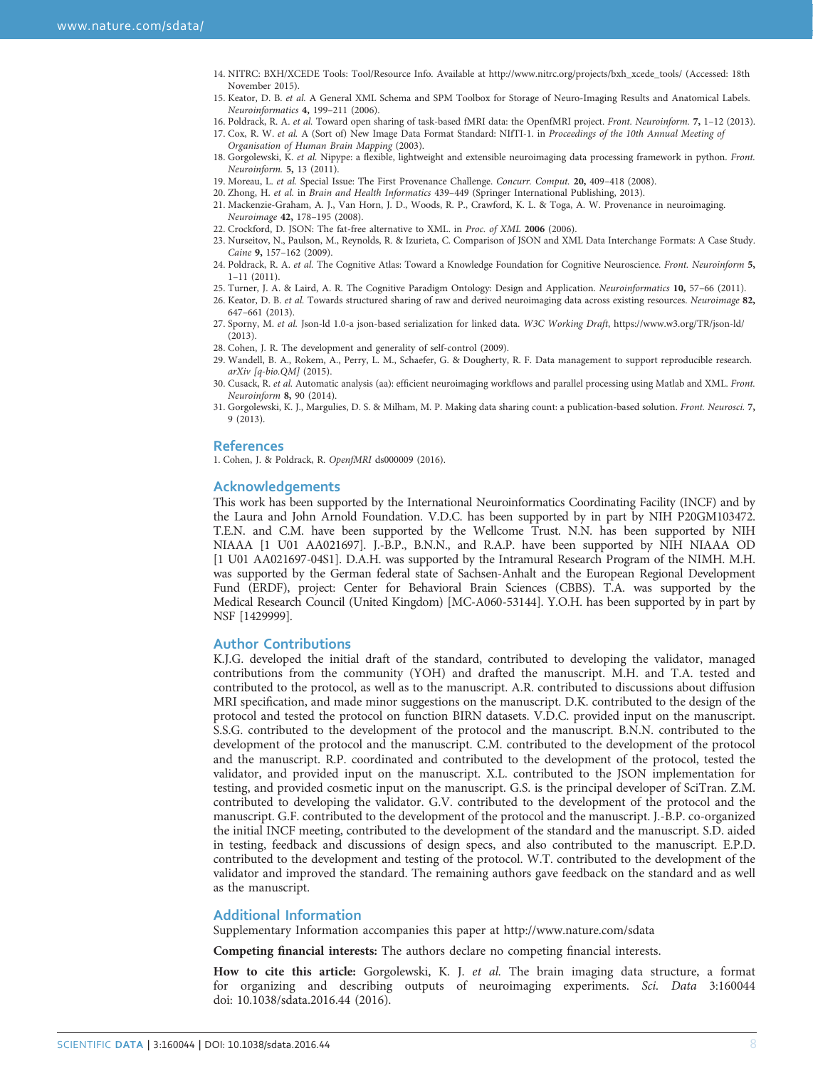14. NITRC: BXH/XCEDE Tools: Tool/Resource Info. Available at http://www.nitrc.org/projects/bxh_xcede_tools/ (Accessed: 18th November 2015).
15. Keator, D. B. *et al.* A General XML Schema and SPM Toolbox for Storage of Neuro-Imaging Results and Anatomical Labels. *Neuroinformatics* **4,** 199–211 (2006).
16. Poldrack, R. A. *et al.* Toward open sharing of task-based fMRI data: the OpenfMRI project. *Front. Neuroinform.* **7,** 1–12 (2013).
17. Cox, R. W. *et al.* A (Sort of) New Image Data Format Standard: NIfTI-1. in *Proceedings of the 10th Annual Meeting of Organisation of Human Brain Mapping* (2003).
18. Gorgolewski, K. *et al.* Nipype: a flexible, lightweight and extensible neuroimaging data processing framework in python. *Front. Neuroinform.* **5,** 13 (2011).
19. Moreau, L. *et al.* Special Issue: The First Provenance Challenge. *Concurr. Comput.* **20,** 409–418 (2008).
20. Zhong, H. *et al.* in *Brain and Health Informatics* 439–449 (Springer International Publishing, 2013).
21. Mackenzie-Graham, A. J., Van Horn, J. D., Woods, R. P., Crawford, K. L. & Toga, A. W. Provenance in neuroimaging. *Neuroimage* **42,** 178–195 (2008).
22. Crockford, D. JSON: The fat-free alternative to XML. in *Proc. of XML* **2006** (2006).
23. Nurseitov, N., Paulson, M., Reynolds, R. & Izurieta, C. Comparison of JSON and XML Data Interchange Formats: A Case Study. *Caine* **9,** 157–162 (2009).
24. Poldrack, R. A. *et al.* The Cognitive Atlas: Toward a Knowledge Foundation for Cognitive Neuroscience. *Front. Neuroinform* **5,** 1–11 (2011).
25. Turner, J. A. & Laird, A. R. The Cognitive Paradigm Ontology: Design and Application. *Neuroinformatics* **10,** 57–66 (2011).
26. Keator, D. B. *et al.* Towards structured sharing of raw and derived neuroimaging data across existing resources. *Neuroimage* **82,** 647–661 (2013).
27. Sporny, M. *et al.* Json-ld 1.0-a json-based serialization for linked data. *W3C Working Draft*, https://www.w3.org/TR/json-ld/ (2013).
28. Cohen, J. R. The development and generality of self-control (2009).
29. Wandell, B. A., Rokem, A., Perry, L. M., Schaefer, G. & Dougherty, R. F. Data management to support reproducible research. *arXiv [q-bio.QM]* (2015).
30. Cusack, R. *et al.* Automatic analysis (aa): efficient neuroimaging workflows and parallel processing using Matlab and XML. *Front. Neuroinform* **8,** 90 (2014).
31. Gorgolewski, K. J., Margulies, D. S. & Milham, M. P. Making data sharing count: a publication-based solution. *Front. Neurosci.* **7,** 9 (2013).

## References

1. Cohen, J. & Poldrack, R. *OpenfMRI* ds000009 (2016).

## Acknowledgements

This work has been supported by the International Neuroinformatics Coordinating Facility (INCF) and by the Laura and John Arnold Foundation. V.D.C. has been supported by in part by NIH P20GM103472. T.E.N. and C.M. have been supported by the Wellcome Trust. N.N. has been supported by NIH NIAAA [1 U01 AA021697]. J.-B.P., B.N.N., and R.A.P. have been supported by NIH NIAAA OD [1 U01 AA021697-04S1]. D.A.H. was supported by the Intramural Research Program of the NIMH. M.H. was supported by the German federal state of Sachsen-Anhalt and the European Regional Development Fund (ERDF), project: Center for Behavioral Brain Sciences (CBBS). T.A. was supported by the Medical Research Council (United Kingdom) [MC-A060-53144]. Y.O.H. has been supported by in part by NSF [1429999].

## Author Contributions

K.J.G. developed the initial draft of the standard, contributed to developing the validator, managed contributions from the community (YOH) and drafted the manuscript. M.H. and T.A. tested and contributed to the protocol, as well as to the manuscript. A.R. contributed to discussions about diffusion MRI specification, and made minor suggestions on the manuscript. D.K. contributed to the design of the protocol and tested the protocol on function BIRN datasets. V.D.C. provided input on the manuscript. S.S.G. contributed to the development of the protocol and the manuscript. B.N.N. contributed to the development of the protocol and the manuscript. C.M. contributed to the development of the protocol and the manuscript. R.P. coordinated and contributed to the development of the protocol, tested the validator, and provided input on the manuscript. X.L. contributed to the JSON implementation for testing, and provided cosmetic input on the manuscript. G.S. is the principal developer of SciTran. Z.M. contributed to developing the validator. G.V. contributed to the development of the protocol and the manuscript. G.F. contributed to the development of the protocol and the manuscript. J.-B.P. co-organized the initial INCF meeting, contributed to the development of the standard and the manuscript. S.D. aided in testing, feedback and discussions of design specs, and also contributed to the manuscript. E.P.D. contributed to the development and testing of the protocol. W.T. contributed to the development of the validator and improved the standard. The remaining authors gave feedback on the standard and as well as the manuscript.

## Additional Information

Supplementary Information accompanies this paper at http://www.nature.com/sdata

**Competing financial interests:** The authors declare no competing financial interests.

**How to cite this article:** Gorgolewski, K. J. *et al.* The brain imaging data structure, a format for organizing and describing outputs of neuroimaging experiments. *Sci. Data* 3:160044 doi: 10.1038/sdata.2016.44 (2016).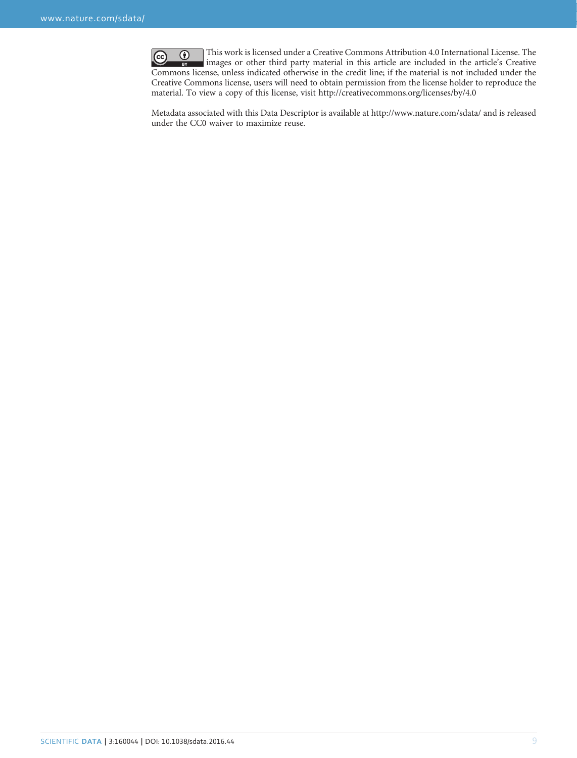This work is licensed under a Creative Commons Attribution 4.0 International License. The images or other third party material in this article are included in the article's Creative Commons license, unless indicated otherwise in the credit line; if the material is not included under the Creative Commons license, users will need to obtain permission from the license holder to reproduce the material. To view a copy of this license, visit http://creativecommons.org/licenses/by/4.0

Metadata associated with this Data Descriptor is available at http://www.nature.com/sdata/ and is released under the CC0 waiver to maximize reuse.